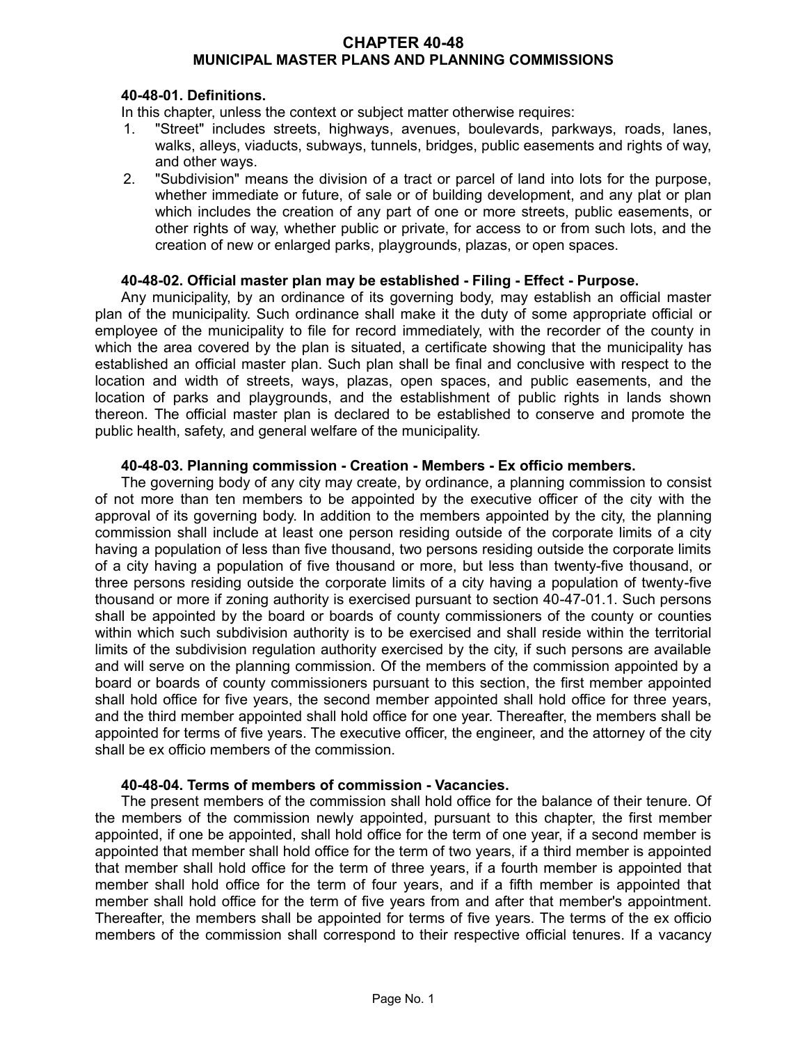# CHAPTER 40-48
## MUNICIPAL MASTER PLANS AND PLANNING COMMISSIONS

### 40-48-01. Definitions.

In this chapter, unless the context or subject matter otherwise requires:

1. "Street" includes streets, highways, avenues, boulevards, parkways, roads, lanes, walks, alleys, viaducts, subways, tunnels, bridges, public easements and rights of way, and other ways.
2. "Subdivision" means the division of a tract or parcel of land into lots for the purpose, whether immediate or future, of sale or of building development, and any plat or plan which includes the creation of any part of one or more streets, public easements, or other rights of way, whether public or private, for access to or from such lots, and the creation of new or enlarged parks, playgrounds, plazas, or open spaces.

### 40-48-02. Official master plan may be established - Filing - Effect - Purpose.

Any municipality, by an ordinance of its governing body, may establish an official master plan of the municipality. Such ordinance shall make it the duty of some appropriate official or employee of the municipality to file for record immediately, with the recorder of the county in which the area covered by the plan is situated, a certificate showing that the municipality has established an official master plan. Such plan shall be final and conclusive with respect to the location and width of streets, ways, plazas, open spaces, and public easements, and the location of parks and playgrounds, and the establishment of public rights in lands shown thereon. The official master plan is declared to be established to conserve and promote the public health, safety, and general welfare of the municipality.

### 40-48-03. Planning commission - Creation - Members - Ex officio members.

The governing body of any city may create, by ordinance, a planning commission to consist of not more than ten members to be appointed by the executive officer of the city with the approval of its governing body. In addition to the members appointed by the city, the planning commission shall include at least one person residing outside of the corporate limits of a city having a population of less than five thousand, two persons residing outside the corporate limits of a city having a population of five thousand or more, but less than twenty-five thousand, or three persons residing outside the corporate limits of a city having a population of twenty-five thousand or more if zoning authority is exercised pursuant to section 40-47-01.1. Such persons shall be appointed by the board or boards of county commissioners of the county or counties within which such subdivision authority is to be exercised and shall reside within the territorial limits of the subdivision regulation authority exercised by the city, if such persons are available and will serve on the planning commission. Of the members of the commission appointed by a board or boards of county commissioners pursuant to this section, the first member appointed shall hold office for five years, the second member appointed shall hold office for three years, and the third member appointed shall hold office for one year. Thereafter, the members shall be appointed for terms of five years. The executive officer, the engineer, and the attorney of the city shall be ex officio members of the commission.

### 40-48-04. Terms of members of commission - Vacancies.

The present members of the commission shall hold office for the balance of their tenure. Of the members of the commission newly appointed, pursuant to this chapter, the first member appointed, if one be appointed, shall hold office for the term of one year, if a second member is appointed that member shall hold office for the term of two years, if a third member is appointed that member shall hold office for the term of three years, if a fourth member is appointed that member shall hold office for the term of four years, and if a fifth member is appointed that member shall hold office for the term of five years from and after that member's appointment. Thereafter, the members shall be appointed for terms of five years. The terms of the ex officio members of the commission shall correspond to their respective official tenures. If a vacancy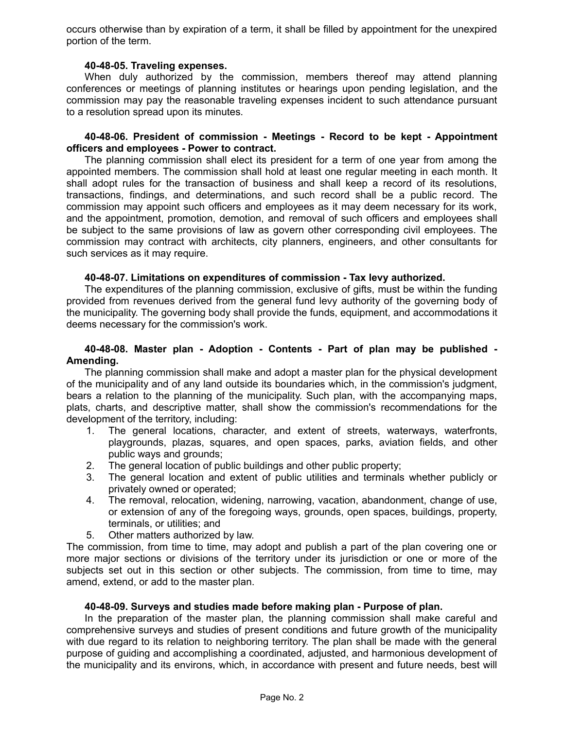occurs otherwise than by expiration of a term, it shall be filled by appointment for the unexpired portion of the term.

**40-48-05. Traveling expenses.**

When duly authorized by the commission, members thereof may attend planning conferences or meetings of planning institutes or hearings upon pending legislation, and the commission may pay the reasonable traveling expenses incident to such attendance pursuant to a resolution spread upon its minutes.

**40-48-06. President of commission - Meetings - Record to be kept - Appointment officers and employees - Power to contract.**

The planning commission shall elect its president for a term of one year from among the appointed members. The commission shall hold at least one regular meeting in each month. It shall adopt rules for the transaction of business and shall keep a record of its resolutions, transactions, findings, and determinations, and such record shall be a public record. The commission may appoint such officers and employees as it may deem necessary for its work, and the appointment, promotion, demotion, and removal of such officers and employees shall be subject to the same provisions of law as govern other corresponding civil employees. The commission may contract with architects, city planners, engineers, and other consultants for such services as it may require.

**40-48-07. Limitations on expenditures of commission - Tax levy authorized.**

The expenditures of the planning commission, exclusive of gifts, must be within the funding provided from revenues derived from the general fund levy authority of the governing body of the municipality. The governing body shall provide the funds, equipment, and accommodations it deems necessary for the commission's work.

**40-48-08. Master plan - Adoption - Contents - Part of plan may be published - Amending.**

The planning commission shall make and adopt a master plan for the physical development of the municipality and of any land outside its boundaries which, in the commission's judgment, bears a relation to the planning of the municipality. Such plan, with the accompanying maps, plats, charts, and descriptive matter, shall show the commission's recommendations for the development of the territory, including:

1. The general locations, character, and extent of streets, waterways, waterfronts, playgrounds, plazas, squares, and open spaces, parks, aviation fields, and other public ways and grounds;
2. The general location of public buildings and other public property;
3. The general location and extent of public utilities and terminals whether publicly or privately owned or operated;
4. The removal, relocation, widening, narrowing, vacation, abandonment, change of use, or extension of any of the foregoing ways, grounds, open spaces, buildings, property, terminals, or utilities; and
5. Other matters authorized by law.

The commission, from time to time, may adopt and publish a part of the plan covering one or more major sections or divisions of the territory under its jurisdiction or one or more of the subjects set out in this section or other subjects. The commission, from time to time, may amend, extend, or add to the master plan.

**40-48-09. Surveys and studies made before making plan - Purpose of plan.**

In the preparation of the master plan, the planning commission shall make careful and comprehensive surveys and studies of present conditions and future growth of the municipality with due regard to its relation to neighboring territory. The plan shall be made with the general purpose of guiding and accomplishing a coordinated, adjusted, and harmonious development of the municipality and its environs, which, in accordance with present and future needs, best will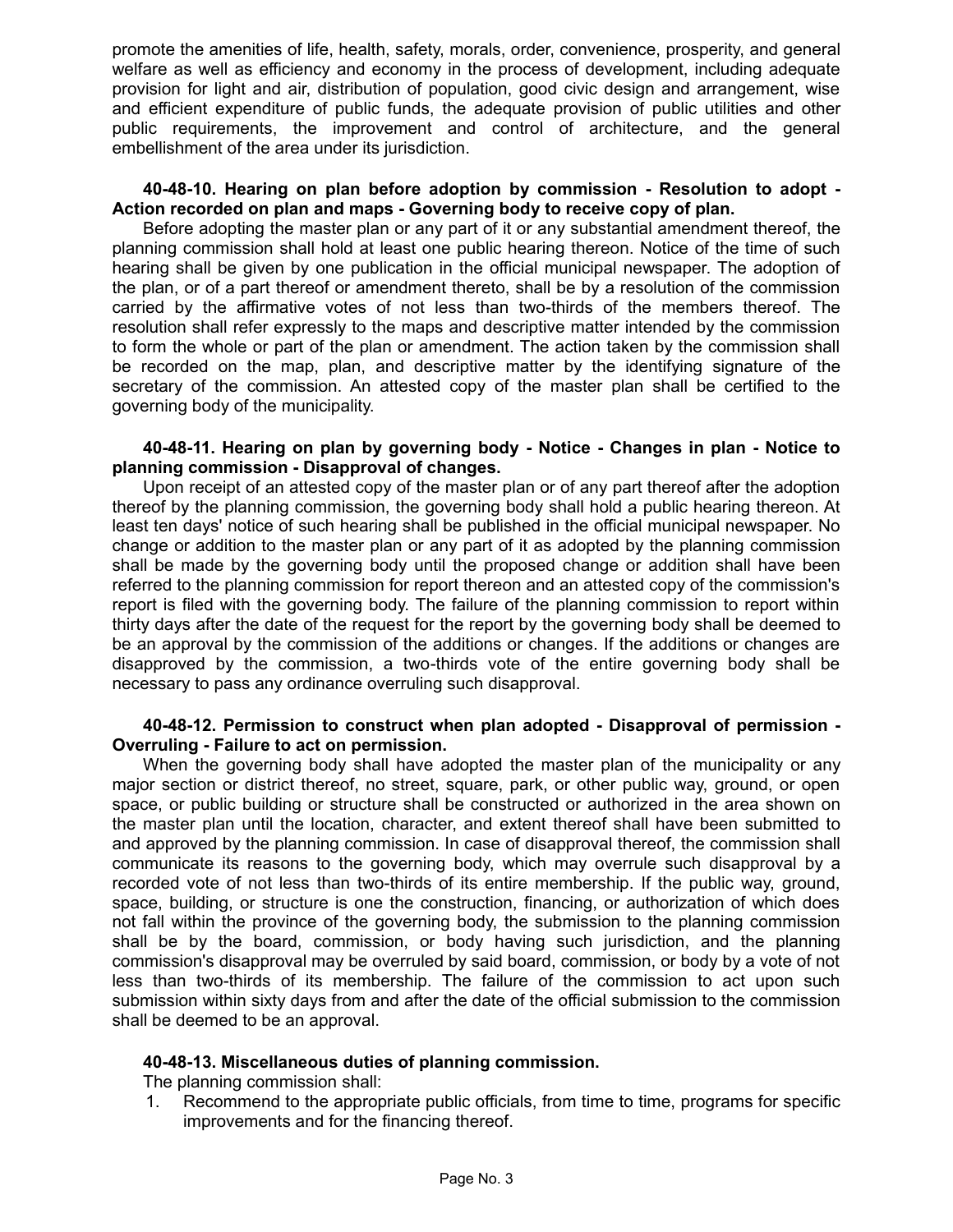promote the amenities of life, health, safety, morals, order, convenience, prosperity, and general welfare as well as efficiency and economy in the process of development, including adequate provision for light and air, distribution of population, good civic design and arrangement, wise and efficient expenditure of public funds, the adequate provision of public utilities and other public requirements, the improvement and control of architecture, and the general embellishment of the area under its jurisdiction.

**40-48-10. Hearing on plan before adoption by commission - Resolution to adopt - Action recorded on plan and maps - Governing body to receive copy of plan.**

Before adopting the master plan or any part of it or any substantial amendment thereof, the planning commission shall hold at least one public hearing thereon. Notice of the time of such hearing shall be given by one publication in the official municipal newspaper. The adoption of the plan, or of a part thereof or amendment thereto, shall be by a resolution of the commission carried by the affirmative votes of not less than two-thirds of the members thereof. The resolution shall refer expressly to the maps and descriptive matter intended by the commission to form the whole or part of the plan or amendment. The action taken by the commission shall be recorded on the map, plan, and descriptive matter by the identifying signature of the secretary of the commission. An attested copy of the master plan shall be certified to the governing body of the municipality.

**40-48-11. Hearing on plan by governing body - Notice - Changes in plan - Notice to planning commission - Disapproval of changes.**

Upon receipt of an attested copy of the master plan or of any part thereof after the adoption thereof by the planning commission, the governing body shall hold a public hearing thereon. At least ten days' notice of such hearing shall be published in the official municipal newspaper. No change or addition to the master plan or any part of it as adopted by the planning commission shall be made by the governing body until the proposed change or addition shall have been referred to the planning commission for report thereon and an attested copy of the commission's report is filed with the governing body. The failure of the planning commission to report within thirty days after the date of the request for the report by the governing body shall be deemed to be an approval by the commission of the additions or changes. If the additions or changes are disapproved by the commission, a two-thirds vote of the entire governing body shall be necessary to pass any ordinance overruling such disapproval.

**40-48-12. Permission to construct when plan adopted - Disapproval of permission - Overruling - Failure to act on permission.**

When the governing body shall have adopted the master plan of the municipality or any major section or district thereof, no street, square, park, or other public way, ground, or open space, or public building or structure shall be constructed or authorized in the area shown on the master plan until the location, character, and extent thereof shall have been submitted to and approved by the planning commission. In case of disapproval thereof, the commission shall communicate its reasons to the governing body, which may overrule such disapproval by a recorded vote of not less than two-thirds of its entire membership. If the public way, ground, space, building, or structure is one the construction, financing, or authorization of which does not fall within the province of the governing body, the submission to the planning commission shall be by the board, commission, or body having such jurisdiction, and the planning commission's disapproval may be overruled by said board, commission, or body by a vote of not less than two-thirds of its membership. The failure of the commission to act upon such submission within sixty days from and after the date of the official submission to the commission shall be deemed to be an approval.

**40-48-13. Miscellaneous duties of planning commission.**

The planning commission shall:

1. Recommend to the appropriate public officials, from time to time, programs for specific improvements and for the financing thereof.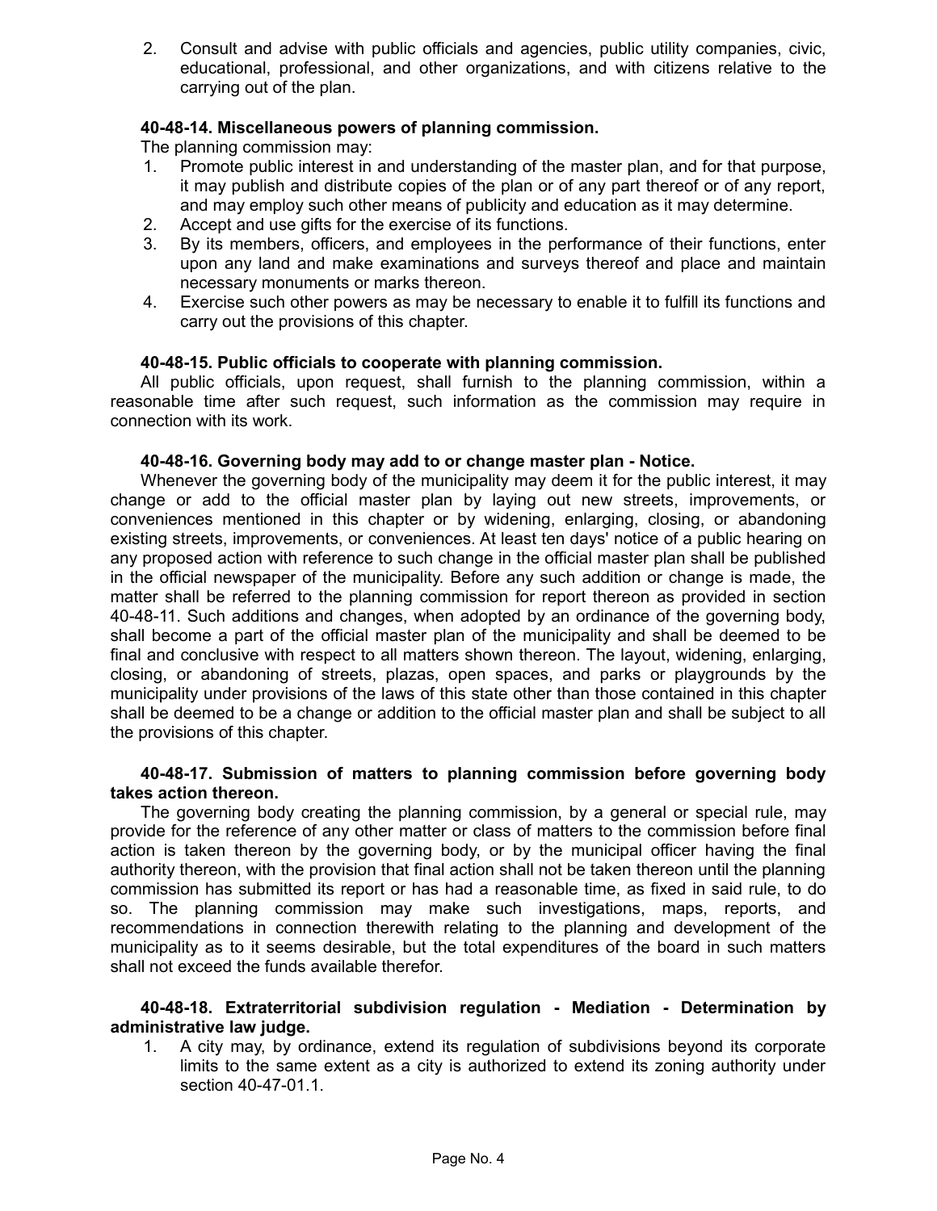2. Consult and advise with public officials and agencies, public utility companies, civic, educational, professional, and other organizations, and with citizens relative to the carrying out of the plan.

**40-48-14. Miscellaneous powers of planning commission.**

The planning commission may:

1. Promote public interest in and understanding of the master plan, and for that purpose, it may publish and distribute copies of the plan or of any part thereof or of any report, and may employ such other means of publicity and education as it may determine.
2. Accept and use gifts for the exercise of its functions.
3. By its members, officers, and employees in the performance of their functions, enter upon any land and make examinations and surveys thereof and place and maintain necessary monuments or marks thereon.
4. Exercise such other powers as may be necessary to enable it to fulfill its functions and carry out the provisions of this chapter.

**40-48-15. Public officials to cooperate with planning commission.**

All public officials, upon request, shall furnish to the planning commission, within a reasonable time after such request, such information as the commission may require in connection with its work.

**40-48-16. Governing body may add to or change master plan - Notice.**

Whenever the governing body of the municipality may deem it for the public interest, it may change or add to the official master plan by laying out new streets, improvements, or conveniences mentioned in this chapter or by widening, enlarging, closing, or abandoning existing streets, improvements, or conveniences. At least ten days' notice of a public hearing on any proposed action with reference to such change in the official master plan shall be published in the official newspaper of the municipality. Before any such addition or change is made, the matter shall be referred to the planning commission for report thereon as provided in section 40-48-11. Such additions and changes, when adopted by an ordinance of the governing body, shall become a part of the official master plan of the municipality and shall be deemed to be final and conclusive with respect to all matters shown thereon. The layout, widening, enlarging, closing, or abandoning of streets, plazas, open spaces, and parks or playgrounds by the municipality under provisions of the laws of this state other than those contained in this chapter shall be deemed to be a change or addition to the official master plan and shall be subject to all the provisions of this chapter.

**40-48-17. Submission of matters to planning commission before governing body takes action thereon.**

The governing body creating the planning commission, by a general or special rule, may provide for the reference of any other matter or class of matters to the commission before final action is taken thereon by the governing body, or by the municipal officer having the final authority thereon, with the provision that final action shall not be taken thereon until the planning commission has submitted its report or has had a reasonable time, as fixed in said rule, to do so. The planning commission may make such investigations, maps, reports, and recommendations in connection therewith relating to the planning and development of the municipality as to it seems desirable, but the total expenditures of the board in such matters shall not exceed the funds available therefor.

**40-48-18. Extraterritorial subdivision regulation - Mediation - Determination by administrative law judge.**

1. A city may, by ordinance, extend its regulation of subdivisions beyond its corporate limits to the same extent as a city is authorized to extend its zoning authority under section 40-47-01.1.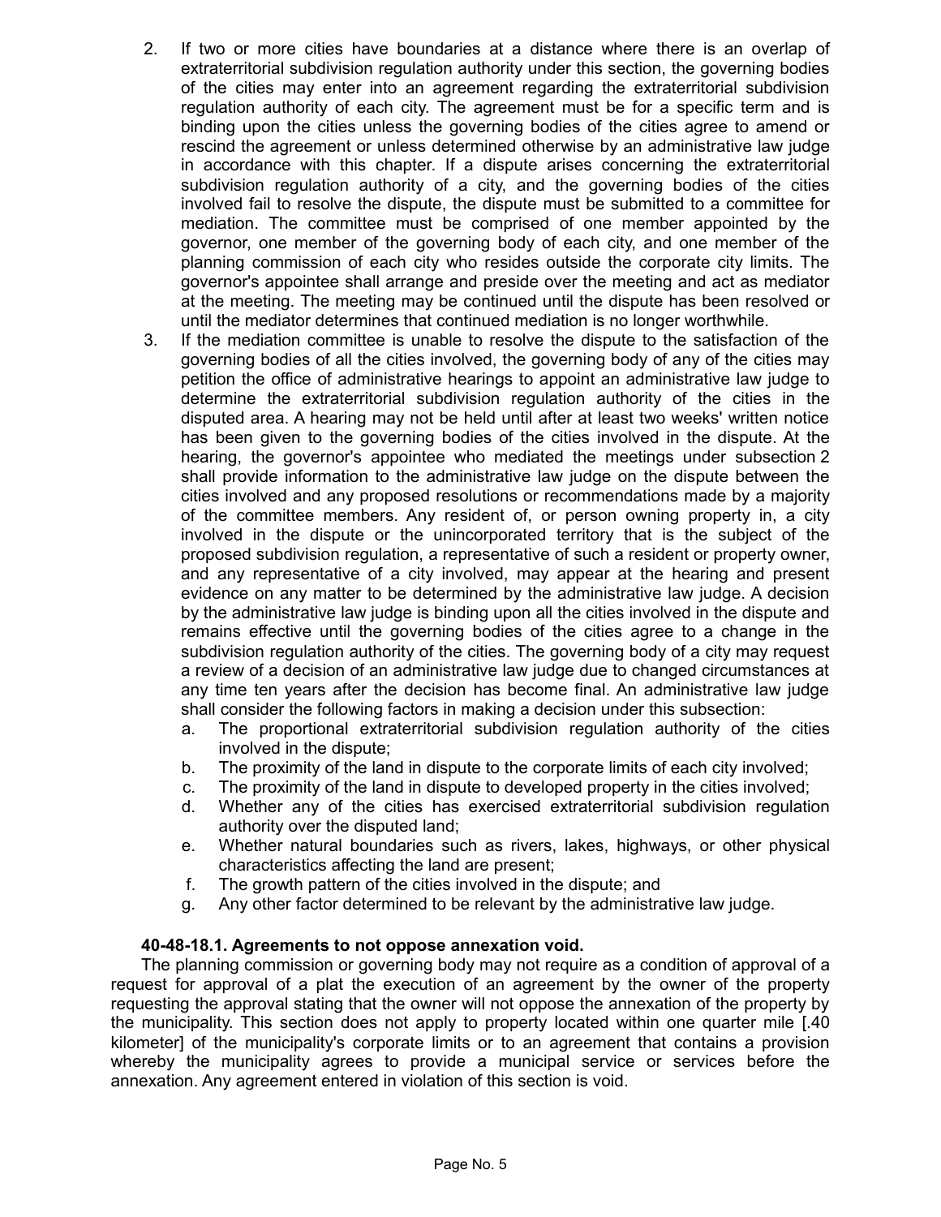2. If two or more cities have boundaries at a distance where there is an overlap of extraterritorial subdivision regulation authority under this section, the governing bodies of the cities may enter into an agreement regarding the extraterritorial subdivision regulation authority of each city. The agreement must be for a specific term and is binding upon the cities unless the governing bodies of the cities agree to amend or rescind the agreement or unless determined otherwise by an administrative law judge in accordance with this chapter. If a dispute arises concerning the extraterritorial subdivision regulation authority of a city, and the governing bodies of the cities involved fail to resolve the dispute, the dispute must be submitted to a committee for mediation. The committee must be comprised of one member appointed by the governor, one member of the governing body of each city, and one member of the planning commission of each city who resides outside the corporate city limits. The governor's appointee shall arrange and preside over the meeting and act as mediator at the meeting. The meeting may be continued until the dispute has been resolved or until the mediator determines that continued mediation is no longer worthwhile.
3. If the mediation committee is unable to resolve the dispute to the satisfaction of the governing bodies of all the cities involved, the governing body of any of the cities may petition the office of administrative hearings to appoint an administrative law judge to determine the extraterritorial subdivision regulation authority of the cities in the disputed area. A hearing may not be held until after at least two weeks' written notice has been given to the governing bodies of the cities involved in the dispute. At the hearing, the governor's appointee who mediated the meetings under subsection 2 shall provide information to the administrative law judge on the dispute between the cities involved and any proposed resolutions or recommendations made by a majority of the committee members. Any resident of, or person owning property in, a city involved in the dispute or the unincorporated territory that is the subject of the proposed subdivision regulation, a representative of such a resident or property owner, and any representative of a city involved, may appear at the hearing and present evidence on any matter to be determined by the administrative law judge. A decision by the administrative law judge is binding upon all the cities involved in the dispute and remains effective until the governing bodies of the cities agree to a change in the subdivision regulation authority of the cities. The governing body of a city may request a review of a decision of an administrative law judge due to changed circumstances at any time ten years after the decision has become final. An administrative law judge shall consider the following factors in making a decision under this subsection:
   a. The proportional extraterritorial subdivision regulation authority of the cities involved in the dispute;
   b. The proximity of the land in dispute to the corporate limits of each city involved;
   c. The proximity of the land in dispute to developed property in the cities involved;
   d. Whether any of the cities has exercised extraterritorial subdivision regulation authority over the disputed land;
   e. Whether natural boundaries such as rivers, lakes, highways, or other physical characteristics affecting the land are present;
   f. The growth pattern of the cities involved in the dispute; and
   g. Any other factor determined to be relevant by the administrative law judge.

**40-48-18.1. Agreements to not oppose annexation void.**

The planning commission or governing body may not require as a condition of approval of a request for approval of a plat the execution of an agreement by the owner of the property requesting the approval stating that the owner will not oppose the annexation of the property by the municipality. This section does not apply to property located within one quarter mile [.40 kilometer] of the municipality's corporate limits or to an agreement that contains a provision whereby the municipality agrees to provide a municipal service or services before the annexation. Any agreement entered in violation of this section is void.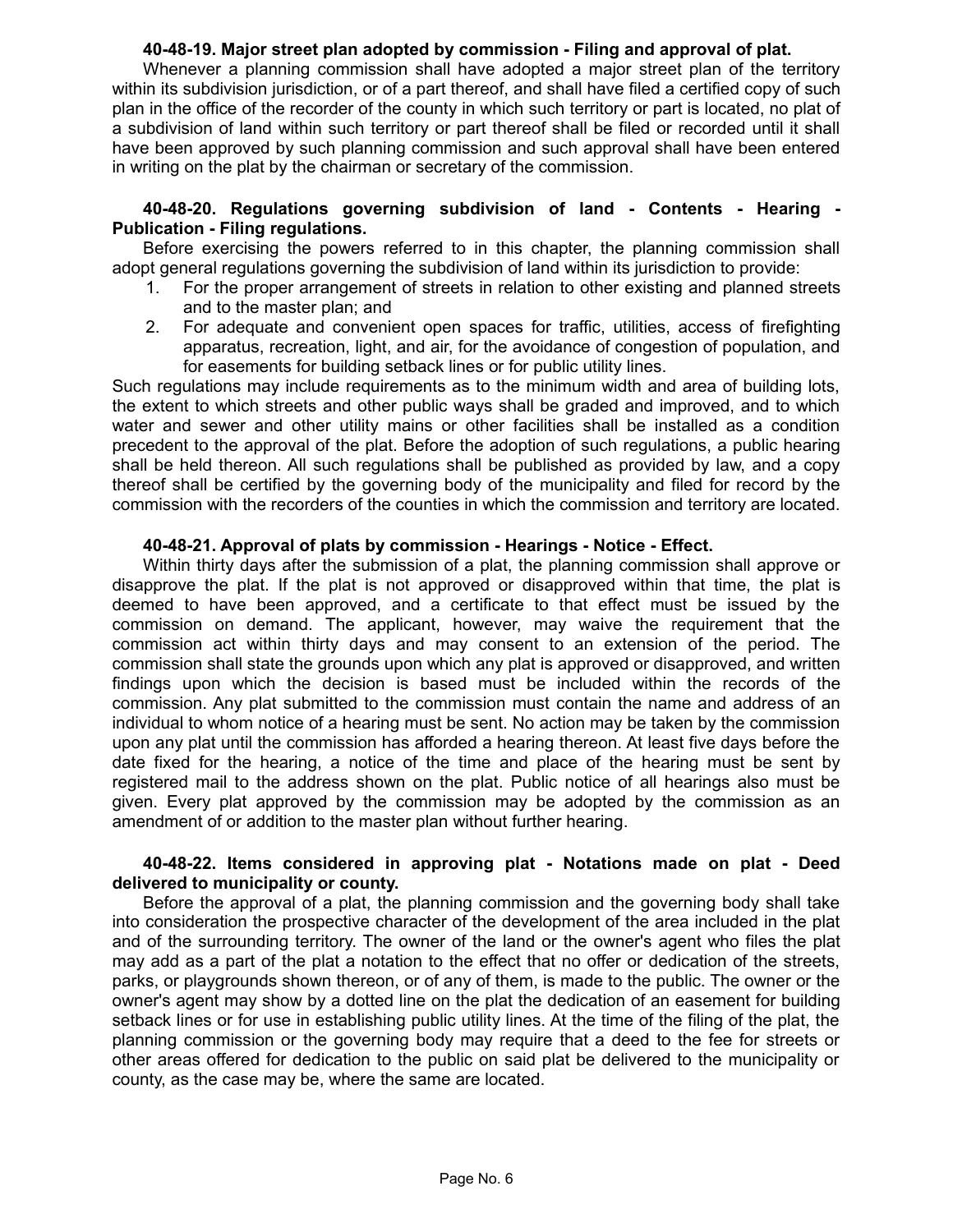**40-48-19. Major street plan adopted by commission - Filing and approval of plat.**

Whenever a planning commission shall have adopted a major street plan of the territory within its subdivision jurisdiction, or of a part thereof, and shall have filed a certified copy of such plan in the office of the recorder of the county in which such territory or part is located, no plat of a subdivision of land within such territory or part thereof shall be filed or recorded until it shall have been approved by such planning commission and such approval shall have been entered in writing on the plat by the chairman or secretary of the commission.

**40-48-20. Regulations governing subdivision of land - Contents - Hearing - Publication - Filing regulations.**

Before exercising the powers referred to in this chapter, the planning commission shall adopt general regulations governing the subdivision of land within its jurisdiction to provide:

1. For the proper arrangement of streets in relation to other existing and planned streets and to the master plan; and
2. For adequate and convenient open spaces for traffic, utilities, access of firefighting apparatus, recreation, light, and air, for the avoidance of congestion of population, and for easements for building setback lines or for public utility lines.

Such regulations may include requirements as to the minimum width and area of building lots, the extent to which streets and other public ways shall be graded and improved, and to which water and sewer and other utility mains or other facilities shall be installed as a condition precedent to the approval of the plat. Before the adoption of such regulations, a public hearing shall be held thereon. All such regulations shall be published as provided by law, and a copy thereof shall be certified by the governing body of the municipality and filed for record by the commission with the recorders of the counties in which the commission and territory are located.

**40-48-21. Approval of plats by commission - Hearings - Notice - Effect.**

Within thirty days after the submission of a plat, the planning commission shall approve or disapprove the plat. If the plat is not approved or disapproved within that time, the plat is deemed to have been approved, and a certificate to that effect must be issued by the commission on demand. The applicant, however, may waive the requirement that the commission act within thirty days and may consent to an extension of the period. The commission shall state the grounds upon which any plat is approved or disapproved, and written findings upon which the decision is based must be included within the records of the commission. Any plat submitted to the commission must contain the name and address of an individual to whom notice of a hearing must be sent. No action may be taken by the commission upon any plat until the commission has afforded a hearing thereon. At least five days before the date fixed for the hearing, a notice of the time and place of the hearing must be sent by registered mail to the address shown on the plat. Public notice of all hearings also must be given. Every plat approved by the commission may be adopted by the commission as an amendment of or addition to the master plan without further hearing.

**40-48-22. Items considered in approving plat - Notations made on plat - Deed delivered to municipality or county.**

Before the approval of a plat, the planning commission and the governing body shall take into consideration the prospective character of the development of the area included in the plat and of the surrounding territory. The owner of the land or the owner's agent who files the plat may add as a part of the plat a notation to the effect that no offer or dedication of the streets, parks, or playgrounds shown thereon, or of any of them, is made to the public. The owner or the owner's agent may show by a dotted line on the plat the dedication of an easement for building setback lines or for use in establishing public utility lines. At the time of the filing of the plat, the planning commission or the governing body may require that a deed to the fee for streets or other areas offered for dedication to the public on said plat be delivered to the municipality or county, as the case may be, where the same are located.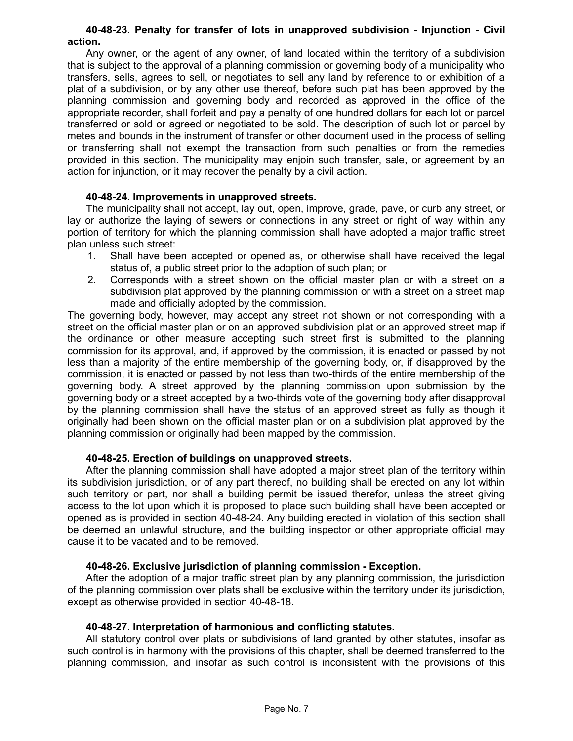**40-48-23. Penalty for transfer of lots in unapproved subdivision - Injunction - Civil action.**

Any owner, or the agent of any owner, of land located within the territory of a subdivision that is subject to the approval of a planning commission or governing body of a municipality who transfers, sells, agrees to sell, or negotiates to sell any land by reference to or exhibition of a plat of a subdivision, or by any other use thereof, before such plat has been approved by the planning commission and governing body and recorded as approved in the office of the appropriate recorder, shall forfeit and pay a penalty of one hundred dollars for each lot or parcel transferred or sold or agreed or negotiated to be sold. The description of such lot or parcel by metes and bounds in the instrument of transfer or other document used in the process of selling or transferring shall not exempt the transaction from such penalties or from the remedies provided in this section. The municipality may enjoin such transfer, sale, or agreement by an action for injunction, or it may recover the penalty by a civil action.

**40-48-24. Improvements in unapproved streets.**

The municipality shall not accept, lay out, open, improve, grade, pave, or curb any street, or lay or authorize the laying of sewers or connections in any street or right of way within any portion of territory for which the planning commission shall have adopted a major traffic street plan unless such street:

1. Shall have been accepted or opened as, or otherwise shall have received the legal status of, a public street prior to the adoption of such plan; or
2. Corresponds with a street shown on the official master plan or with a street on a subdivision plat approved by the planning commission or with a street on a street map made and officially adopted by the commission.

The governing body, however, may accept any street not shown or not corresponding with a street on the official master plan or on an approved subdivision plat or an approved street map if the ordinance or other measure accepting such street first is submitted to the planning commission for its approval, and, if approved by the commission, it is enacted or passed by not less than a majority of the entire membership of the governing body, or, if disapproved by the commission, it is enacted or passed by not less than two-thirds of the entire membership of the governing body. A street approved by the planning commission upon submission by the governing body or a street accepted by a two-thirds vote of the governing body after disapproval by the planning commission shall have the status of an approved street as fully as though it originally had been shown on the official master plan or on a subdivision plat approved by the planning commission or originally had been mapped by the commission.

**40-48-25. Erection of buildings on unapproved streets.**

After the planning commission shall have adopted a major street plan of the territory within its subdivision jurisdiction, or of any part thereof, no building shall be erected on any lot within such territory or part, nor shall a building permit be issued therefor, unless the street giving access to the lot upon which it is proposed to place such building shall have been accepted or opened as is provided in section 40-48-24. Any building erected in violation of this section shall be deemed an unlawful structure, and the building inspector or other appropriate official may cause it to be vacated and to be removed.

**40-48-26. Exclusive jurisdiction of planning commission - Exception.**

After the adoption of a major traffic street plan by any planning commission, the jurisdiction of the planning commission over plats shall be exclusive within the territory under its jurisdiction, except as otherwise provided in section 40-48-18.

**40-48-27. Interpretation of harmonious and conflicting statutes.**

All statutory control over plats or subdivisions of land granted by other statutes, insofar as such control is in harmony with the provisions of this chapter, shall be deemed transferred to the planning commission, and insofar as such control is inconsistent with the provisions of this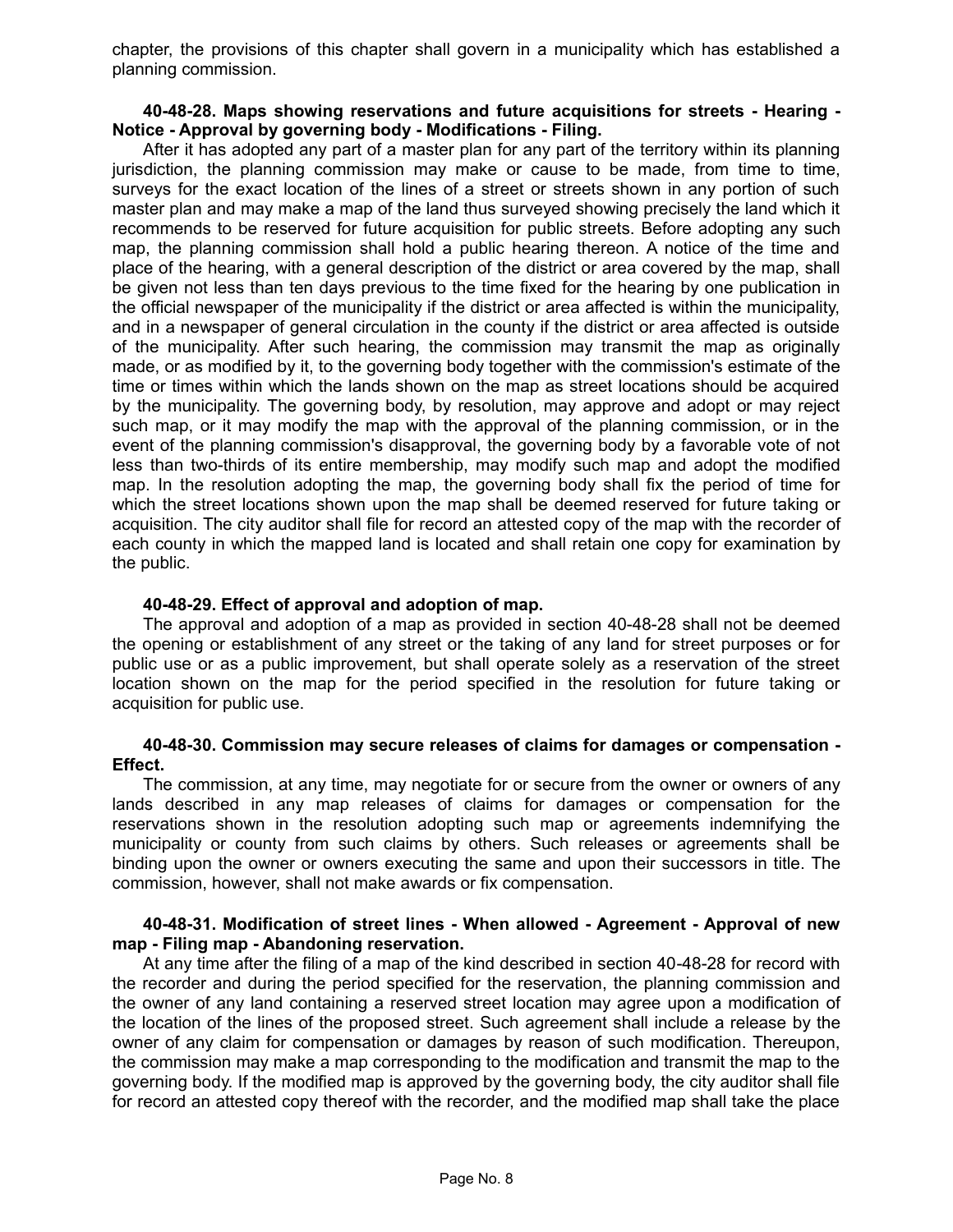chapter, the provisions of this chapter shall govern in a municipality which has established a planning commission.

**40-48-28. Maps showing reservations and future acquisitions for streets - Hearing - Notice - Approval by governing body - Modifications - Filing.**

After it has adopted any part of a master plan for any part of the territory within its planning jurisdiction, the planning commission may make or cause to be made, from time to time, surveys for the exact location of the lines of a street or streets shown in any portion of such master plan and may make a map of the land thus surveyed showing precisely the land which it recommends to be reserved for future acquisition for public streets. Before adopting any such map, the planning commission shall hold a public hearing thereon. A notice of the time and place of the hearing, with a general description of the district or area covered by the map, shall be given not less than ten days previous to the time fixed for the hearing by one publication in the official newspaper of the municipality if the district or area affected is within the municipality, and in a newspaper of general circulation in the county if the district or area affected is outside of the municipality. After such hearing, the commission may transmit the map as originally made, or as modified by it, to the governing body together with the commission's estimate of the time or times within which the lands shown on the map as street locations should be acquired by the municipality. The governing body, by resolution, may approve and adopt or may reject such map, or it may modify the map with the approval of the planning commission, or in the event of the planning commission's disapproval, the governing body by a favorable vote of not less than two-thirds of its entire membership, may modify such map and adopt the modified map. In the resolution adopting the map, the governing body shall fix the period of time for which the street locations shown upon the map shall be deemed reserved for future taking or acquisition. The city auditor shall file for record an attested copy of the map with the recorder of each county in which the mapped land is located and shall retain one copy for examination by the public.

**40-48-29. Effect of approval and adoption of map.**

The approval and adoption of a map as provided in section 40-48-28 shall not be deemed the opening or establishment of any street or the taking of any land for street purposes or for public use or as a public improvement, but shall operate solely as a reservation of the street location shown on the map for the period specified in the resolution for future taking or acquisition for public use.

**40-48-30. Commission may secure releases of claims for damages or compensation - Effect.**

The commission, at any time, may negotiate for or secure from the owner or owners of any lands described in any map releases of claims for damages or compensation for the reservations shown in the resolution adopting such map or agreements indemnifying the municipality or county from such claims by others. Such releases or agreements shall be binding upon the owner or owners executing the same and upon their successors in title. The commission, however, shall not make awards or fix compensation.

**40-48-31. Modification of street lines - When allowed - Agreement - Approval of new map - Filing map - Abandoning reservation.**

At any time after the filing of a map of the kind described in section 40-48-28 for record with the recorder and during the period specified for the reservation, the planning commission and the owner of any land containing a reserved street location may agree upon a modification of the location of the lines of the proposed street. Such agreement shall include a release by the owner of any claim for compensation or damages by reason of such modification. Thereupon, the commission may make a map corresponding to the modification and transmit the map to the governing body. If the modified map is approved by the governing body, the city auditor shall file for record an attested copy thereof with the recorder, and the modified map shall take the place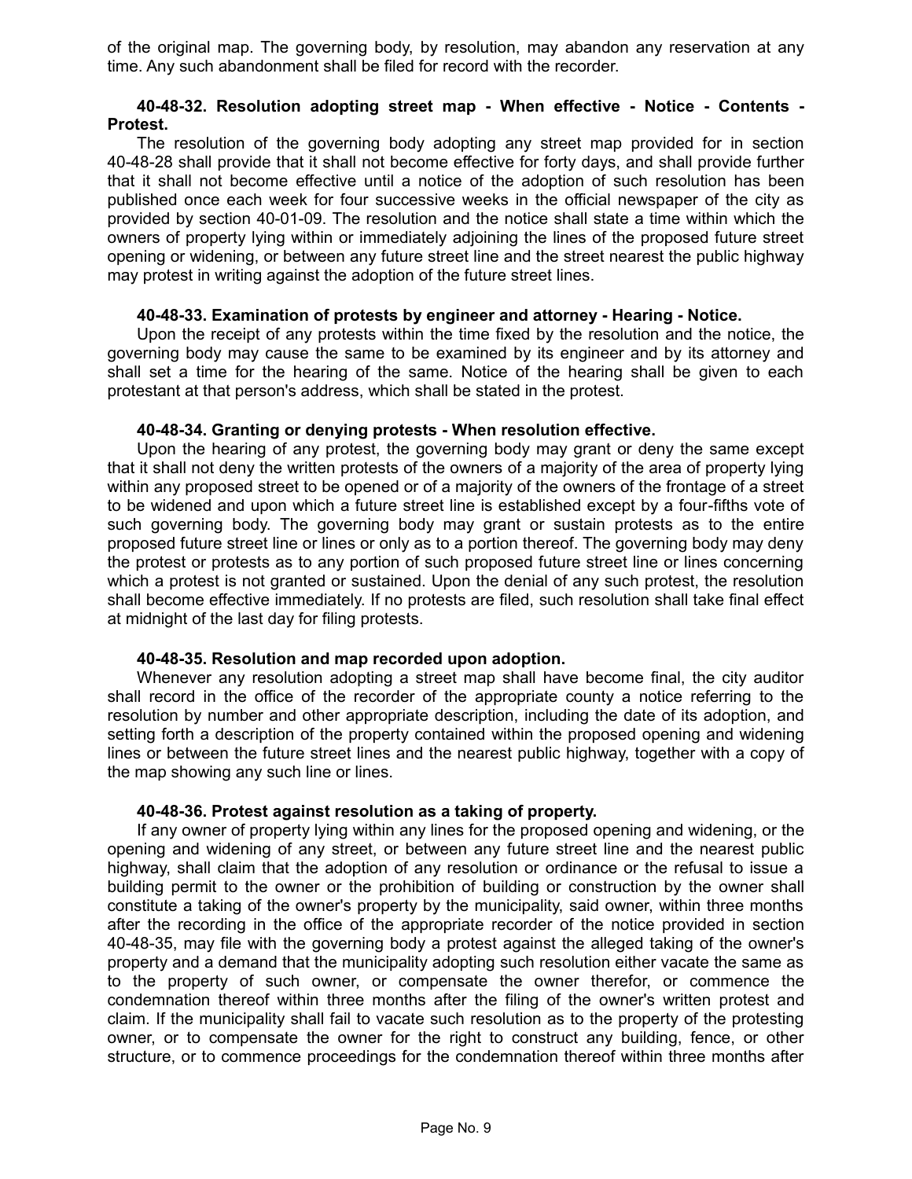of the original map. The governing body, by resolution, may abandon any reservation at any time. Any such abandonment shall be filed for record with the recorder.

**40-48-32. Resolution adopting street map - When effective - Notice - Contents - Protest.**

The resolution of the governing body adopting any street map provided for in section 40-48-28 shall provide that it shall not become effective for forty days, and shall provide further that it shall not become effective until a notice of the adoption of such resolution has been published once each week for four successive weeks in the official newspaper of the city as provided by section 40-01-09. The resolution and the notice shall state a time within which the owners of property lying within or immediately adjoining the lines of the proposed future street opening or widening, or between any future street line and the street nearest the public highway may protest in writing against the adoption of the future street lines.

**40-48-33. Examination of protests by engineer and attorney - Hearing - Notice.**

Upon the receipt of any protests within the time fixed by the resolution and the notice, the governing body may cause the same to be examined by its engineer and by its attorney and shall set a time for the hearing of the same. Notice of the hearing shall be given to each protestant at that person's address, which shall be stated in the protest.

**40-48-34. Granting or denying protests - When resolution effective.**

Upon the hearing of any protest, the governing body may grant or deny the same except that it shall not deny the written protests of the owners of a majority of the area of property lying within any proposed street to be opened or of a majority of the owners of the frontage of a street to be widened and upon which a future street line is established except by a four-fifths vote of such governing body. The governing body may grant or sustain protests as to the entire proposed future street line or lines or only as to a portion thereof. The governing body may deny the protest or protests as to any portion of such proposed future street line or lines concerning which a protest is not granted or sustained. Upon the denial of any such protest, the resolution shall become effective immediately. If no protests are filed, such resolution shall take final effect at midnight of the last day for filing protests.

**40-48-35. Resolution and map recorded upon adoption.**

Whenever any resolution adopting a street map shall have become final, the city auditor shall record in the office of the recorder of the appropriate county a notice referring to the resolution by number and other appropriate description, including the date of its adoption, and setting forth a description of the property contained within the proposed opening and widening lines or between the future street lines and the nearest public highway, together with a copy of the map showing any such line or lines.

**40-48-36. Protest against resolution as a taking of property.**

If any owner of property lying within any lines for the proposed opening and widening, or the opening and widening of any street, or between any future street line and the nearest public highway, shall claim that the adoption of any resolution or ordinance or the refusal to issue a building permit to the owner or the prohibition of building or construction by the owner shall constitute a taking of the owner's property by the municipality, said owner, within three months after the recording in the office of the appropriate recorder of the notice provided in section 40-48-35, may file with the governing body a protest against the alleged taking of the owner's property and a demand that the municipality adopting such resolution either vacate the same as to the property of such owner, or compensate the owner therefor, or commence the condemnation thereof within three months after the filing of the owner's written protest and claim. If the municipality shall fail to vacate such resolution as to the property of the protesting owner, or to compensate the owner for the right to construct any building, fence, or other structure, or to commence proceedings for the condemnation thereof within three months after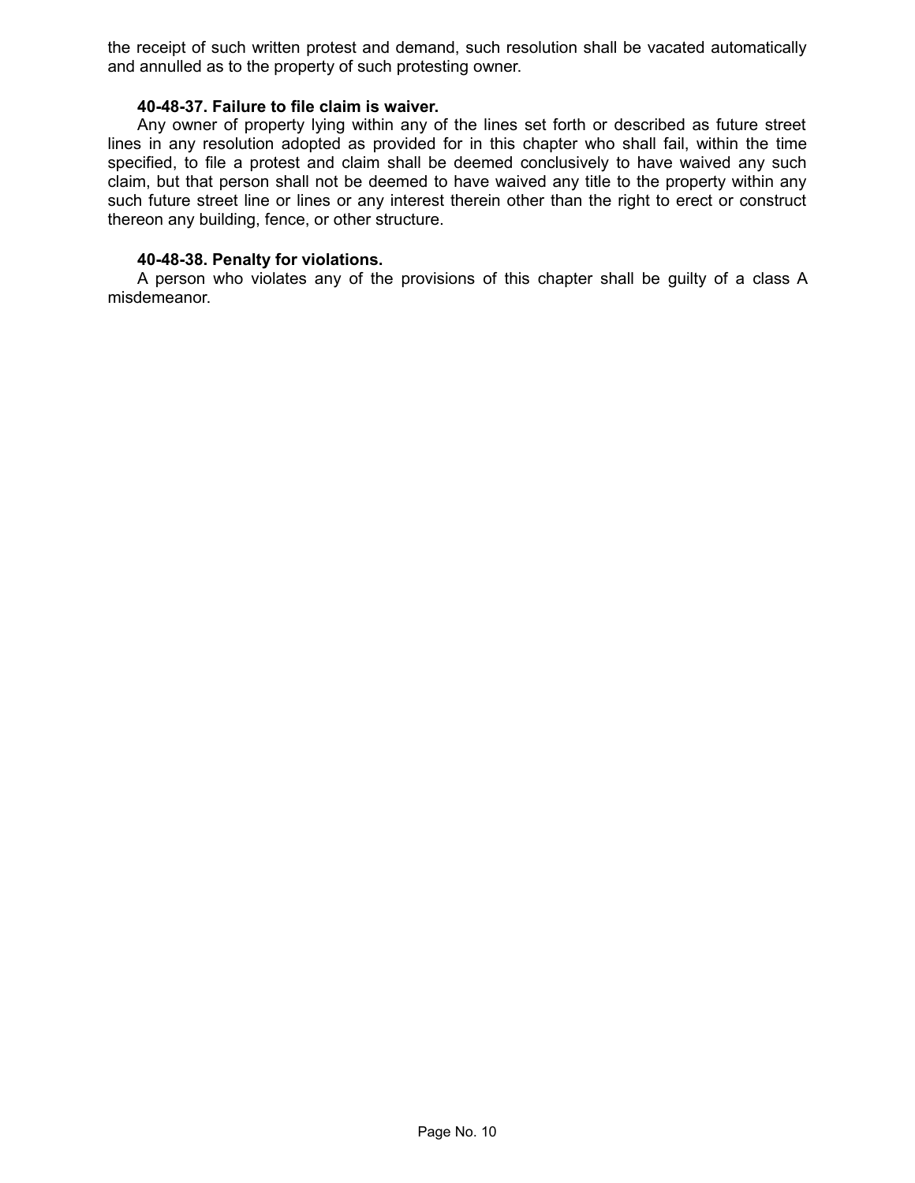the receipt of such written protest and demand, such resolution shall be vacated automatically and annulled as to the property of such protesting owner.

**40-48-37. Failure to file claim is waiver.**

Any owner of property lying within any of the lines set forth or described as future street lines in any resolution adopted as provided for in this chapter who shall fail, within the time specified, to file a protest and claim shall be deemed conclusively to have waived any such claim, but that person shall not be deemed to have waived any title to the property within any such future street line or lines or any interest therein other than the right to erect or construct thereon any building, fence, or other structure.

**40-48-38. Penalty for violations.**

A person who violates any of the provisions of this chapter shall be guilty of a class A misdemeanor.